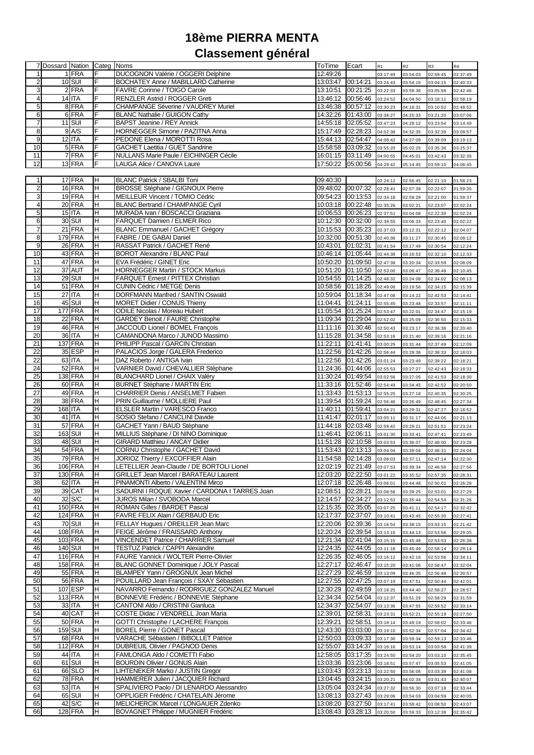# 18ème PIERRA MENTA

## Classement général

| 7 | Dossard | Nation | Categ | Noms | ToTime | Ecart | R1 | R2 | R3 | R4 |
|---|---|---|---|---|---|---|---|---|---|---|
| 1 | 1 | FRA | F | DUCOGNON Valérie / OGGERI Delphine | 12:49:26 | | 03:17:49 | 03:54:03 | 02:59:45 | 02:37:49 |
| 2 | 10 | SUI | F | BOCHATEY Anne / MABILLARD Catherine | 13:03:47 | 00:14:21 | 03:24:43 | 03:54:16 | 03:04:15 | 02:40:33 |
| 3 | 2 | FRA | F | FAVRE Corinne / TOIGO Carole | 13:10:51 | 00:21:25 | 03:22:33 | 03:59:36 | 03:05:56 | 02:42:46 |
| 4 | 14 | ITA | F | RENZLER Astrid / ROGGER Greti | 13:46:12 | 00:56:46 | 03:24:52 | 04:04:50 | 03:18:11 | 02:58:19 |
| 5 | 8 | FRA | F | CHAMPANGE Séverine / VAUDREY Muriel | 13:46:38 | 00:57:12 | 03:30:23 | 04:16:31 | 03:10:52 | 02:48:52 |
| 6 | 6 | FRA | F | BLANC Nathalie / GUIGON Cathy | 14:32:26 | 01:43:00 | 03:38:27 | 04:25:33 | 03:21:20 | 03:07:06 |
| 7 | 11 | SUI | F | BAPST Jeanine / REY Annick | 14:55:18 | 02:05:52 | 03:47:23 | 04:29:12 | 03:23:54 | 03:14:49 |
| 8 | 9 | A/S | F | HORNEGGER Simone / PAZITNA Anna | 15:17:49 | 02:28:23 | 04:02:38 | 04:32:35 | 03:32:39 | 03:09:57 |
| 9 | 12 | ITA | F | PEDONE Elena / MOROTTI Rosa | 15:44:13 | 02:54:47 | 04:08:42 | 04:37:09 | 03:39:09 | 03:19:13 |
| 10 | 5 | FRA | F | GACHET Laetitia / GUET Sandrine | 15:58:58 | 03:09:32 | 03:55:20 | 05:02:25 | 03:35:36 | 03:25:37 |
| 11 | 7 | FRA | F | NULLANS Marie Paule / EICHINGER Cécile | 16:01:15 | 03:11:49 | 04:00:55 | 04:45:01 | 03:42:43 | 03:32:36 |
| 12 | 13 | FRA | F | LAUGA Alice / CANOVA Laure | 17:50:22 | 05:00:56 | 04:29:42 | 05:14:45 | 03:59:10 | 04:06:45 |

| | Dossard | Nation | Categ | Noms | ToTime | Ecart | R1 | R2 | R3 | R4 |
|---|---|---|---|---|---|---|---|---|---|---|
| 1 | 17 | FRA | H | BLANC Patrick / SBALBI Toni | 09:40:30 | | 02:24:12 | 02:56:45 | 02:21:10 | 01:58:23 |
| 2 | 16 | FRA | H | BROSSE Stéphane / GIGNOUX Pierre | 09:48:02 | 00:07:32 | 02:28:41 | 02:57:39 | 02:22:07 | 01:59:35 |
| 3 | 19 | FRA | H | MEILLEUR Vincent / TOMIO Cédric | 09:54:23 | 00:13:53 | 02:34:18 | 02:59:28 | 02:21:00 | 01:59:37 |
| 4 | 20 | FRA | H | BLANC Bertrand / CHAMPANGE Cyril | 10:03:18 | 00:22:48 | 02:35:26 | 03:02:21 | 02:23:07 | 02:02:24 |
| 5 | 15 | ITA | H | MURADA Ivan / BOSCACCI Graziana | 10:06:53 | 00:26:23 | 02:37:51 | 03:04:08 | 02:22:30 | 02:02:24 |
| 6 | 30 | SUI | H | FARQUET Damien / ELMER Rico | 10:12:30 | 00:32:00 | 02:39:55 | 03:06:33 | 02:23:40 | 02:02:22 |
| 7 | 21 | FRA | H | BLANC Emmanuel / GACHET Grégory | 10:15:53 | 00:35:23 | 02:37:03 | 03:12:31 | 02:22:12 | 02:04:07 |
| 8 | 179 | FRA | H | FABRE / DE GABAI Daniel | 10:32:00 | 00:51:30 | 02:40:36 | 03:11:27 | 02:30:45 | 02:09:12 |
| 9 | 26 | FRA | H | RASSAT Patrick / GACHET René | 10:43:01 | 01:02:31 | 02:41:54 | 03:17:49 | 02:30:54 | 02:12:24 |
| 10 | 43 | FRA | H | BOROT Alexandre / BLANC Paul | 10:46:14 | 01:05:44 | 02:44:38 | 03:16:53 | 02:32:10 | 02:12:33 |
| 11 | 47 | FRA | H | EVA Frédéric / GINET Eric | 10:50:20 | 01:09:50 | 02:47:38 | 03:20:34 | 02:33:59 | 02:08:09 |
| 12 | 37 | AUT | H | HORNEGGER Martin / STOCK Markus | 10:51:20 | 01:10:50 | 02:53:00 | 03:08:47 | 02:38:48 | 02:10:45 |
| 13 | 29 | SUI | H | FARQUET Ernest / PITTEX Christian | 10:54:55 | 01:14:25 | 02:48:32 | 03:24:08 | 02:34:02 | 02:08:13 |
| 14 | 51 | FRA | H | CUNIN Cédric / METGE Denis | 10:58:56 | 01:18:26 | 02:49:06 | 03:19:56 | 02:34:15 | 02:15:39 |
| 15 | 27 | ITA | H | DORFMANN Manfred / SANTIN Oswald | 10:59:04 | 01:18:34 | 02:47:08 | 03:14:22 | 02:42:53 | 02:14:41 |
| 16 | 45 | SUI | H | MORET Didier / CONUS Thierry | 11:04:41 | 01:24:11 | 02:55:45 | 03:23:48 | 02:33:57 | 02:11:11 |
| 17 | 177 | FRA | H | ODILE Nicolas / Moreau Hubert | 11:05:54 | 01:25:24 | 02:53:47 | 03:22:01 | 02:34:47 | 02:15:19 |
| 18 | 22 | FRA | H | GARDEY Benoit / FAURE Christophe | 11:09:34 | 01:29:04 | 02:52:02 | 03:25:09 | 02:36:50 | 02:15:33 |
| 19 | 46 | FRA | H | JACCOUD Lionel / BOMEL François | 11:11:16 | 01:30:46 | 02:50:43 | 03:23:17 | 02:36:36 | 02:20:40 |
| 20 | 36 | ITA | H | CAMANDONA Marco / JUNOD Massimo | 11:15:28 | 01:34:58 | 02:53:16 | 03:21:40 | 02:39:16 | 02:21:16 |
| 21 | 137 | FRA | H | PHILIPP Pascal / GARCIN Christian | 11:22:11 | 01:41:41 | 03:00:29 | 03:31:44 | 02:37:49 | 02:12:09 |
| 22 | 35 | ESP | H | PALACIOS Jorge / GALERA Frederico | 11:22:56 | 01:42:26 | 02:56:44 | 03:29:36 | 02:38:33 | 02:18:03 |
| 22 | 63 | ITA | H | DAZ Roberto / ANTIGA Ivan | 11:22:56 | 01:42:26 | 03:01:24 | 03:23:49 | 02:39:22 | 02:18:21 |
| 24 | 52 | FRA | H | VARNIER David / CHEVALLIER Stéphane | 11:24:36 | 01:44:06 | 02:55:53 | 03:27:27 | 02:42:43 | 02:18:33 |
| 25 | 138 | FRA | H | BLANCHARD Lionel / CHAIX Valéry | 11:30:24 | 01:49:54 | 03:02:56 | 03:27:05 | 02:41:53 | 02:18:30 |
| 26 | 60 | FRA | H | BURNET Stéphane / MARTIN Eric | 11:33:16 | 01:52:46 | 02:54:49 | 03:34:45 | 02:42:52 | 02:20:50 |
| 27 | 49 | FRA | H | CHARRIER Denis / ANSELMET Fabien | 11:33:43 | 01:53:13 | 02:55:25 | 03:27:18 | 02:40:35 | 02:30:25 |
| 28 | 38 | FRA | H | PRIN Guillaume / MOLLIERE Paul | 11:39:54 | 01:59:24 | 02:56:46 | 03:26:49 | 02:48:45 | 02:27:34 |
| 29 | 168 | ITA | H | ELSLER Martin / VARESCO Franco | 11:40:11 | 01:59:41 | 03:04:21 | 03:29:31 | 02:47:27 | 02:18:52 |
| 30 | 41 | ITA | H | SOSIO Stefano / CANCLINI Davide | 11:41:47 | 02:01:17 | 03:05:11 | 03:31:17 | 02:44:06 | 02:21:13 |
| 31 | 57 | FRA | H | GACHET Yann / BAUD Stéphane | 11:44:18 | 02:03:48 | 02:59:42 | 03:29:21 | 02:51:51 | 02:23:24 |
| 32 | 163 | SUI | H | MILLIUS Stéphane / DI NINO Dominique | 11:46:41 | 02:06:11 | 03:01:30 | 03:33:41 | 02:47:41 | 02:23:49 |
| 33 | 48 | SUI | H | GIRARD Matthieu / ANCAY Didier | 11:51:28 | 02:10:58 | 03:03:53 | 03:36:07 | 02:48:00 | 02:23:28 |
| 34 | 54 | FRA | H | CORNU Christophe / GACHET David | 11:53:43 | 02:13:13 | 03:04:04 | 03:39:04 | 02:46:31 | 02:24:04 |
| 35 | 79 | FRA | H | JORIOZ Thierry / EXCOFFIER Alain | 11:54:58 | 02:14:28 | 03:08:03 | 03:37:11 | 02:47:14 | 02:22:30 |
| 36 | 106 | FRA | H | LETELLIER Jean-Claude / DE BORTOLI Lionel | 12:02:19 | 02:21:49 | 03:07:53 | 03:39:34 | 02:46:56 | 02:27:56 |
| 37 | 130 | FRA | H | GRILLET Jean Marcel / BARATEAU Laurent | 12:03:20 | 02:22:50 | 03:01:22 | 03:35:52 | 02:57:35 | 02:28:31 |
| 38 | 62 | ITA | H | PINAMONTI Alberto / VALENTINI Mirco | 12:07:18 | 02:26:48 | 03:06:01 | 03:44:48 | 02:50:01 | 02:26:28 |
| 39 | 39 | CAT | H | SADURNI I ROQUE Xavier / CARDONA I TARRES Joan | 12:08:51 | 02:28:21 | 03:08:56 | 03:39:25 | 02:53:01 | 02:27:29 |
| 40 | 32 | S/C | H | JUROS Milan / SVOBODA Marcel | 12:14:57 | 02:34:27 | 03:12:53 | 03:35:44 | 02:54:54 | 02:31:26 |
| 41 | 150 | FRA | H | ROMAN Gilles / BARDET Pascal | 12:15:35 | 02:35:05 | 03:07:25 | 03:41:11 | 02:54:17 | 02:32:42 |
| 42 | 124 | FRA | H | FAVRE FELIX Alain / GERBAUD Eric | 12:17:37 | 02:37:07 | 03:10:41 | 03:43:45 | 02:55:30 | 02:27:41 |
| 43 | 70 | SUI | H | FELLAY Hugues / OREILLER Jean Marc | 12:20:06 | 02:39:36 | 03:16:54 | 03:38:15 | 03:03:15 | 02:21:42 |
| 44 | 108 | FRA | H | FEIGE Jérôme / FRAISSARD Anthony | 12:20:24 | 02:39:54 | 03:13:10 | 03:44:13 | 02:53:56 | 02:29:05 |
| 45 | 103 | FRA | H | VINCENDET Patrice / CHARRIER Samuel | 12:21:34 | 02:41:04 | 03:15:15 | 03:45:48 | 02:53:53 | 02:26:38 |
| 46 | 140 | SUI | H | TESTUZ Patrick / CAPPI Alexandre | 12:24:35 | 02:44:05 | 03:11:18 | 03:45:49 | 02:58:14 | 02:29:14 |
| 47 | 116 | FRA | H | FAURE Yannick / WOLTER Pierre-Olivier | 12:26:35 | 02:46:05 | 03:16:12 | 03:42:16 | 02:53:56 | 02:34:11 |
| 48 | 158 | FRA | H | BLANC GONNET Dominique / JOLY Pascal | 12:27:17 | 02:46:47 | 03:15:20 | 03:41:06 | 02:58:47 | 02:32:04 |
| 49 | 55 | FRA | H | BLAMPEY Yann / GROGNUX Jean Michel | 12:27:29 | 02:46:59 | 03:13:09 | 03:46:35 | 02:56:48 | 02:30:57 |
| 50 | 56 | FRA | H | POUILLARD Jean François / SXAY Sébastien | 12:27:55 | 02:47:25 | 03:07:19 | 03:47:51 | 02:50:44 | 02:42:01 |
| 51 | 107 | ESP | H | NAVARRO Fernando / RODRIGUEZ GONZALEZ Manuel | 12:30:29 | 02:49:59 | 03:18:25 | 03:44:40 | 02:58:27 | 02:28:57 |
| 52 | 113 | FRA | H | BONNEVIE Frédéric / BONNEVIE Stéphane | 12:34:34 | 02:54:04 | 03:12:37 | 03:51:29 | 02:58:29 | 02:31:59 |
| 53 | 33 | ITA | H | CANTONI Aldo / CRISTINI Gianluca | 12:34:37 | 02:54:07 | 03:13:36 | 03:47:55 | 02:59:52 | 02:33:14 |
| 54 | 40 | CAT | H | COSTE Didac / VENDRELL Joan Maria | 12:39:01 | 02:58:31 | 03:23:31 | 03:52:21 | 02:55:19 | 02:27:50 |
| 55 | 50 | FRA | H | GOTTI Christophe / LACHERE François | 12:39:21 | 02:58:51 | 03:18:14 | 03:49:19 | 02:58:02 | 02:33:46 |
| 56 | 159 | SUI | H | BOREL Pierre / GONET Pascal | 12:43:30 | 03:03:00 | 03:19:10 | 03:52:34 | 02:57:04 | 02:34:42 |
| 57 | 68 | FRA | H | VARACHE Sébastien / BIBOLLET Patrice | 12:50:03 | 03:09:33 | 03:17:30 | 03:59:34 | 02:59:13 | 02:33:46 |
| 58 | 112 | FRA | H | DUBREUIL Olivier / PAGNOD Denis | 12:55:07 | 03:14:37 | 03:16:16 | 03:53:14 | 03:03:58 | 02:41:39 |
| 59 | 44 | ITA | H | FAMLONGA Aldo / COMETTI Fabio | 12:58:05 | 03:17:35 | 03:24:50 | 03:54:20 | 03:03:10 | 02:35:45 |
| 60 | 61 | SUI | H | BOURDIN Olivier / GONUS Alain | 13:03:36 | 03:23:06 | 03:18:51 | 03:57:47 | 03:05:53 | 02:41:05 |
| 61 | 66 | SLO | H | LIHTENEKER Marko / JUSTIN Gregor | 13:03:43 | 03:23:13 | 03:22:50 | 03:56:06 | 03:03:39 | 02:41:08 |
| 62 | 78 | FRA | H | HAMMERER Julien / JACQUIER Richard | 13:04:45 | 03:24:15 | 03:20:21 | 04:02:34 | 03:01:43 | 02:40:07 |
| 63 | 53 | ITA | H | SPALIVIERO Paolo / DI LENARDO Alessandro | 13:05:04 | 03:24:34 | 03:27:32 | 03:56:30 | 03:07:18 | 02:33:44 |
| 64 | 65 | SUI | H | OPPLIGER Frédéric / CHATELAIN Jérome | 13:08:13 | 03:27:43 | 03:29:06 | 03:54:03 | 03:04:59 | 02:40:05 |
| 65 | 42 | S/C | H | MELICHERCIK Marcel / LONGAUER Zdenko | 13:08:20 | 03:27:50 | 03:17:41 | 03:58:42 | 03:08:50 | 02:43:07 |
| 66 | 128 | FRA | H | BOVAGNET Philippe / MUGNIER Frédéric | 13:08:43 | 03:28:13 | 03:20:50 | 03:59:33 | 03:12:38 | 02:35:42 |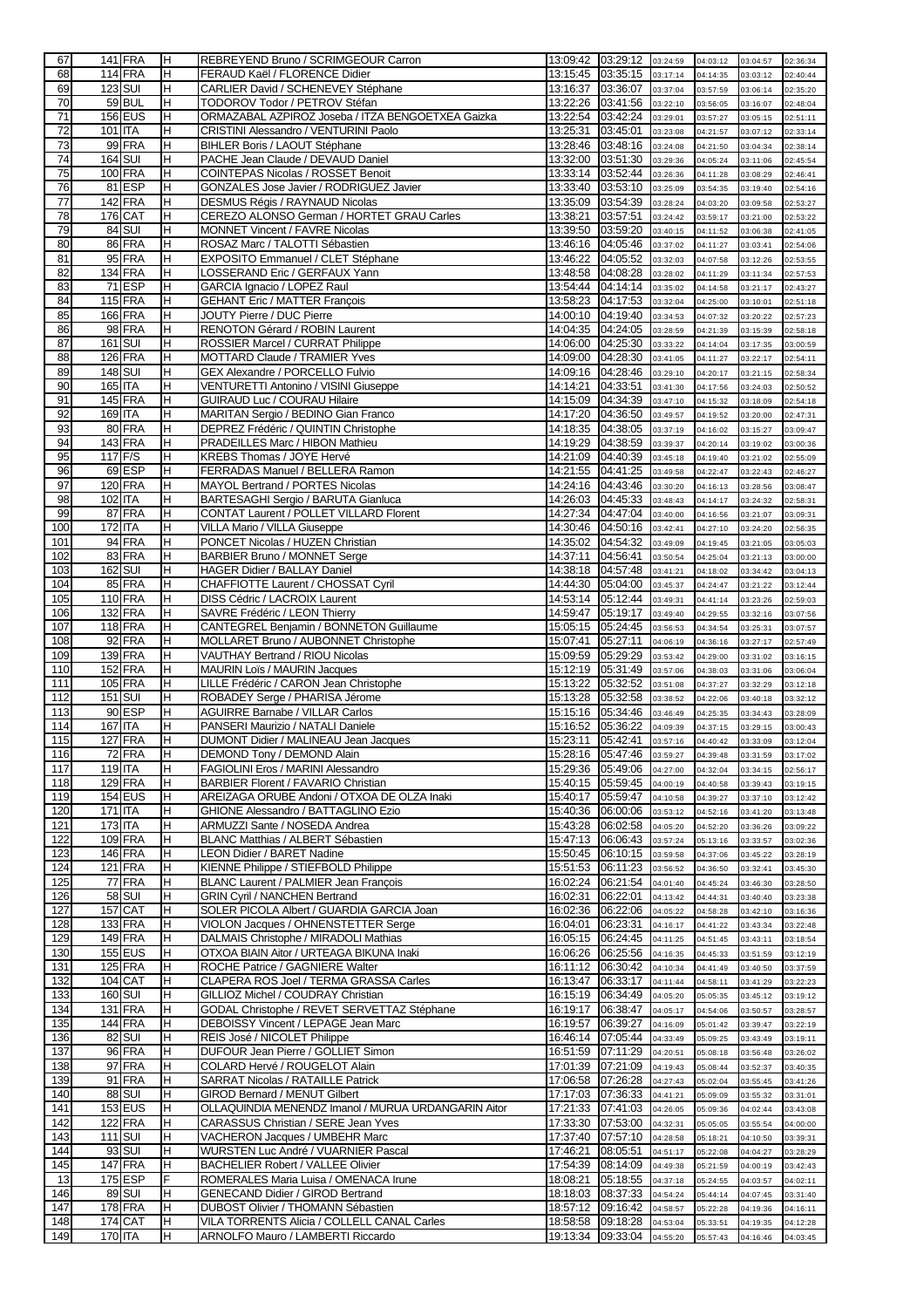| 67 | 141 | FRA | H | REBREYEND Bruno / SCRIMGEOUR Carron | 13:09:42 | 03:29:12 | 03:24:59 | 04:03:12 | 03:04:57 | 02:36:34 |
|---|---|---|---|---|---|---|---|---|---|---|
| 68 | 114 | FRA | H | FERAUD Kaël / FLORENCE Didier | 13:15:45 | 03:35:15 | 03:17:14 | 04:14:35 | 03:03:12 | 02:40:44 |
| 69 | 123 | SUI | H | CARLIER David / SCHENEVEY Stéphane | 13:16:37 | 03:36:07 | 03:37:04 | 03:57:59 | 03:06:14 | 02:35:20 |
| 70 | 59 | BUL | H | TODOROV Todor / PETROV Stéfan | 13:22:26 | 03:41:56 | 03:22:10 | 03:56:05 | 03:16:07 | 02:48:04 |
| 71 | 156 | EUS | H | ORMAZABAL AZPIROZ Joseba / ITZA BENGOETXEA Gaizka | 13:22:54 | 03:42:24 | 03:29:01 | 03:57:27 | 03:05:15 | 02:51:11 |
| 72 | 101 | ITA | H | CRISTINI Alessandro / VENTURINI Paolo | 13:25:31 | 03:45:01 | 03:23:08 | 04:21:57 | 03:07:12 | 02:33:14 |
| 73 | 99 | FRA | H | BIHLER Boris / LAOUT Stéphane | 13:28:46 | 03:48:16 | 03:24:08 | 04:21:50 | 03:04:34 | 02:38:14 |
| 74 | 164 | SUI | H | PACHE Jean Claude / DEVAUD Daniel | 13:32:00 | 03:51:30 | 03:29:36 | 04:05:24 | 03:11:06 | 02:45:54 |
| 75 | 100 | FRA | H | COINTEPAS Nicolas / ROSSET Benoit | 13:33:14 | 03:52:44 | 03:26:36 | 04:11:28 | 03:08:29 | 02:46:41 |
| 76 | 81 | ESP | H | GONZALES Jose Javier / RODRIGUEZ Javier | 13:33:40 | 03:53:10 | 03:25:09 | 03:54:35 | 03:19:40 | 02:54:16 |
| 77 | 142 | FRA | H | DESMUS Régis / RAYNAUD Nicolas | 13:35:09 | 03:54:39 | 03:28:24 | 04:03:20 | 03:09:58 | 02:53:27 |
| 78 | 176 | CAT | H | CEREZO ALONSO German / HORTET GRAU Carles | 13:38:21 | 03:57:51 | 03:24:42 | 03:59:17 | 03:21:00 | 02:53:22 |
| 79 | 84 | SUI | H | MONNET Vincent / FAVRE Nicolas | 13:39:50 | 03:59:20 | 03:40:15 | 04:11:52 | 03:06:38 | 02:41:05 |
| 80 | 86 | FRA | H | ROSAZ Marc / TALOTTI Sébastien | 13:46:16 | 04:05:46 | 03:37:02 | 04:11:27 | 03:03:41 | 02:54:06 |
| 81 | 95 | FRA | H | EXPOSITO Emmanuel / CLET Stéphane | 13:46:22 | 04:05:52 | 03:32:03 | 04:07:58 | 03:12:26 | 02:53:55 |
| 82 | 134 | FRA | H | LOSSERAND Eric / GERFAUX Yann | 13:48:58 | 04:08:28 | 03:28:02 | 04:11:29 | 03:11:34 | 02:57:53 |
| 83 | 71 | ESP | H | GARCIA Ignacio / LOPEZ Raul | 13:54:44 | 04:14:14 | 03:35:02 | 04:14:58 | 03:21:17 | 02:43:27 |
| 84 | 115 | FRA | H | GEHANT Eric / MATTER François | 13:58:23 | 04:17:53 | 03:32:04 | 04:25:00 | 03:10:01 | 02:51:18 |
| 85 | 166 | FRA | H | JOUTY Pierre / DUC Pierre | 14:00:10 | 04:19:40 | 03:34:53 | 04:07:32 | 03:20:22 | 02:57:23 |
| 86 | 98 | FRA | H | RENOTON Gérard / ROBIN Laurent | 14:04:35 | 04:24:05 | 03:28:59 | 04:21:39 | 03:15:39 | 02:58:18 |
| 87 | 161 | SUI | H | ROSSIER Marcel / CURRAT Philippe | 14:06:00 | 04:25:30 | 03:33:22 | 04:14:04 | 03:17:35 | 03:00:59 |
| 88 | 126 | FRA | H | MOTTARD Claude / TRAMIER Yves | 14:09:00 | 04:28:30 | 03:41:05 | 04:11:27 | 03:22:17 | 02:54:11 |
| 89 | 148 | SUI | H | GEX Alexandre / PORCELLO Fulvio | 14:09:16 | 04:28:46 | 03:29:10 | 04:20:17 | 03:21:15 | 02:58:34 |
| 90 | 165 | ITA | H | VENTURETTI Antonino / VISINI Giuseppe | 14:14:21 | 04:33:51 | 03:41:30 | 04:17:56 | 03:24:03 | 02:50:52 |
| 91 | 145 | FRA | H | GUIRAUD Luc / COURAU Hilaire | 14:15:09 | 04:34:39 | 03:47:10 | 04:15:32 | 03:18:09 | 02:54:18 |
| 92 | 169 | ITA | H | MARITAN Sergio / BEDINO Gian Franco | 14:17:20 | 04:36:50 | 03:49:57 | 04:19:52 | 03:20:00 | 02:47:31 |
| 93 | 80 | FRA | H | DEPREZ Frédéric / QUINTIN Christophe | 14:18:35 | 04:38:05 | 03:37:19 | 04:16:02 | 03:15:27 | 03:09:47 |
| 94 | 143 | FRA | H | PRADEILLES Marc / HIBON Mathieu | 14:19:29 | 04:38:59 | 03:39:37 | 04:20:14 | 03:19:02 | 03:00:36 |
| 95 | 117 | F/S | H | KREBS Thomas / JOYE Hervé | 14:21:09 | 04:40:39 | 03:45:18 | 04:19:40 | 03:21:02 | 02:55:09 |
| 96 | 69 | ESP | H | FERRADAS Manuel / BELLERA Ramon | 14:21:55 | 04:41:25 | 03:49:58 | 04:22:47 | 03:22:43 | 02:46:27 |
| 97 | 120 | FRA | H | MAYOL Bertrand / PORTES Nicolas | 14:24:16 | 04:43:46 | 03:30:20 | 04:16:13 | 03:28:56 | 03:08:47 |
| 98 | 102 | ITA | H | BARTESAGHI Sergio / BARUTA Gianluca | 14:26:03 | 04:45:33 | 03:48:43 | 04:14:17 | 03:24:32 | 02:58:31 |
| 99 | 87 | FRA | H | CONTAT Laurent / POLLET VILLARD Florent | 14:27:34 | 04:47:04 | 03:40:00 | 04:16:56 | 03:21:07 | 03:09:31 |
| 100 | 172 | ITA | H | VILLA Mario / VILLA Giuseppe | 14:30:46 | 04:50:16 | 03:42:41 | 04:27:10 | 03:24:20 | 02:56:35 |
| 101 | 94 | FRA | H | PONCET Nicolas / HUZEN Christian | 14:35:02 | 04:54:32 | 03:49:09 | 04:19:45 | 03:21:05 | 03:05:03 |
| 102 | 83 | FRA | H | BARBIER Bruno / MONNET Serge | 14:37:11 | 04:56:41 | 03:50:54 | 04:25:04 | 03:21:13 | 03:00:00 |
| 103 | 162 | SUI | H | HAGER Didier / BALLAY Daniel | 14:38:18 | 04:57:48 | 03:41:21 | 04:18:02 | 03:34:42 | 03:04:13 |
| 104 | 85 | FRA | H | CHAFFIOTTE Laurent / CHOSSAT Cyril | 14:44:30 | 05:04:00 | 03:45:37 | 04:24:47 | 03:21:22 | 03:12:44 |
| 105 | 110 | FRA | H | DISS Cédric / LACROIX Laurent | 14:53:14 | 05:12:44 | 03:49:31 | 04:41:14 | 03:23:26 | 02:59:03 |
| 106 | 132 | FRA | H | SAVRE Frédéric / LEON Thierry | 14:59:47 | 05:19:17 | 03:49:40 | 04:29:55 | 03:32:16 | 03:07:56 |
| 107 | 118 | FRA | H | CANTEGREL Benjamin / BONNETON Guillaume | 15:05:15 | 05:24:45 | 03:56:53 | 04:34:54 | 03:25:31 | 03:07:57 |
| 108 | 92 | FRA | H | MOLLARET Bruno / AUBONNET Christophe | 15:07:41 | 05:27:11 | 04:06:19 | 04:36:16 | 03:27:17 | 02:57:49 |
| 109 | 139 | FRA | H | VAUTHAY Bertrand / RIOU Nicolas | 15:09:59 | 05:29:29 | 03:53:42 | 04:29:00 | 03:31:02 | 03:16:15 |
| 110 | 152 | FRA | H | MAURIN Loïs / MAURIN Jacques | 15:12:19 | 05:31:49 | 03:57:06 | 04:38:03 | 03:31:06 | 03:06:04 |
| 111 | 105 | FRA | H | LILLE Frédéric / CARON Jean Christophe | 15:13:22 | 05:32:52 | 03:51:08 | 04:37:27 | 03:32:29 | 03:12:18 |
| 112 | 151 | SUI | H | ROBADEY Serge / PHARISA Jérome | 15:13:28 | 05:32:58 | 03:38:52 | 04:22:06 | 03:40:18 | 03:32:12 |
| 113 | 90 | ESP | H | AGUIRRE Barnabe / VILLAR Carlos | 15:15:16 | 05:34:46 | 03:46:49 | 04:25:35 | 03:34:43 | 03:28:09 |
| 114 | 167 | ITA | H | PANSERI Maurizio / NATALI Daniele | 15:16:52 | 05:36:22 | 04:09:39 | 04:37:15 | 03:29:15 | 03:00:43 |
| 115 | 127 | FRA | H | DUMONT Didier / MALINEAU Jean Jacques | 15:23:11 | 05:42:41 | 03:57:16 | 04:40:42 | 03:33:09 | 03:12:04 |
| 116 | 72 | FRA | H | DEMOND Tony / DEMOND Alain | 15:28:16 | 05:47:46 | 03:59:27 | 04:39:48 | 03:31:59 | 03:17:02 |
| 117 | 119 | ITA | H | FAGIOLINI Eros / MARINI Alessandro | 15:29:36 | 05:49:06 | 04:27:00 | 04:32:04 | 03:34:15 | 02:56:17 |
| 118 | 129 | FRA | H | BARBIER Florent / FAVARIO Christian | 15:40:15 | 05:59:45 | 04:00:19 | 04:40:58 | 03:39:43 | 03:19:15 |
| 119 | 154 | EUS | H | AREIZAGA ORUBE Andoni / OTXOA DE OLZA Inaki | 15:40:17 | 05:59:47 | 04:10:58 | 04:39:27 | 03:37:10 | 03:12:42 |
| 120 | 171 | ITA | H | GHIONE Alessandro / BATTAGLINO Ezio | 15:40:36 | 06:00:06 | 03:53:12 | 04:52:16 | 03:41:20 | 03:13:48 |
| 121 | 173 | ITA | H | ARMUZZI Sante / NOSEDA Andrea | 15:43:28 | 06:02:58 | 04:05:20 | 04:52:20 | 03:36:26 | 03:09:22 |
| 122 | 109 | FRA | H | BLANC Matthias / ALBERT Sébastien | 15:47:13 | 06:06:43 | 03:57:24 | 05:13:16 | 03:33:57 | 03:02:36 |
| 123 | 146 | FRA | H | LEON Didier / BARET Nadine | 15:50:45 | 06:10:15 | 03:59:58 | 04:37:06 | 03:45:22 | 03:28:19 |
| 124 | 121 | FRA | H | KIENNE Philippe / STIEFBOLD Philippe | 15:51:53 | 06:11:23 | 03:56:52 | 04:36:50 | 03:32:41 | 03:45:30 |
| 125 | 77 | FRA | H | BLANC Laurent / PALMIER Jean François | 16:02:24 | 06:21:54 | 04:01:40 | 04:45:24 | 03:46:30 | 03:28:50 |
| 126 | 58 | SUI | H | GRIN Cyril / NANCHEN Bertrand | 16:02:31 | 06:22:01 | 04:13:42 | 04:44:31 | 03:40:40 | 03:23:38 |
| 127 | 157 | CAT | H | SOLER PICOLA Albert / GUARDIA GARCIA Joan | 16:02:36 | 06:22:06 | 04:05:22 | 04:58:28 | 03:42:10 | 03:16:36 |
| 128 | 133 | FRA | H | VIOLON Jacques / OHNENSTETTER Serge | 16:04:01 | 06:23:31 | 04:16:17 | 04:41:22 | 03:43:34 | 03:22:48 |
| 129 | 149 | FRA | H | DALMAIS Christophe / MIRADOLI Mathias | 16:05:15 | 06:24:45 | 04:11:25 | 04:51:45 | 03:43:11 | 03:18:54 |
| 130 | 155 | EUS | H | OTXOA BIAIN Aitor / URTEAGA BIKUNA Inaki | 16:06:26 | 06:25:56 | 04:16:35 | 04:45:33 | 03:51:59 | 03:12:19 |
| 131 | 125 | FRA | H | ROCHE Patrice / GAGNIERE Walter | 16:11:12 | 06:30:42 | 04:10:34 | 04:41:49 | 03:40:50 | 03:37:59 |
| 132 | 104 | CAT | H | CLAPERA ROS Joel / TERMA GRASSA Carles | 16:13:47 | 06:33:17 | 04:11:44 | 04:58:11 | 03:41:29 | 03:22:23 |
| 133 | 160 | SUI | H | GILLIOZ Michel / COUDRAY Christian | 16:15:19 | 06:34:49 | 04:05:20 | 05:05:35 | 03:45:12 | 03:19:12 |
| 134 | 131 | FRA | H | GODAL Christophe / REVET SERVETTAZ Stéphane | 16:19:17 | 06:38:47 | 04:05:17 | 04:54:06 | 03:50:57 | 03:28:57 |
| 135 | 144 | FRA | H | DEBOISSY Vincent / LEPAGE Jean Marc | 16:19:57 | 06:39:27 | 04:16:09 | 05:01:42 | 03:39:47 | 03:22:19 |
| 136 | 82 | SUI | H | REIS José / NICOLET Philippe | 16:46:14 | 07:05:44 | 04:33:49 | 05:09:25 | 03:43:49 | 03:19:11 |
| 137 | 96 | FRA | H | DUFOUR Jean Pierre / GOLLIET Simon | 16:51:59 | 07:11:29 | 04:20:51 | 05:08:18 | 03:56:48 | 03:26:02 |
| 138 | 97 | FRA | H | COLARD Hervé / ROUGELOT Alain | 17:01:39 | 07:21:09 | 04:19:43 | 05:08:44 | 03:52:37 | 03:40:35 |
| 139 | 91 | FRA | H | SARRAT Nicolas / RATAILLE Patrick | 17:06:58 | 07:26:28 | 04:27:43 | 05:02:04 | 03:55:45 | 03:41:26 |
| 140 | 88 | SUI | H | GIROD Bernard / MENUT Gilbert | 17:17:03 | 07:36:33 | 04:41:21 | 05:09:09 | 03:55:32 | 03:31:01 |
| 141 | 153 | EUS | H | OLLAQUINDIA MENENDZ Imanol / MURUA URDANGARIN Aitor | 17:21:33 | 07:41:03 | 04:26:05 | 05:09:36 | 04:02:44 | 03:43:08 |
| 142 | 122 | FRA | H | CARASSUS Christian / SERE Jean Yves | 17:33:30 | 07:53:00 | 04:32:31 | 05:05:05 | 03:55:54 | 04:00:00 |
| 143 | 111 | SUI | H | VACHERON Jacques / UMBEHR Marc | 17:37:40 | 07:57:10 | 04:28:58 | 05:18:21 | 04:10:50 | 03:39:31 |
| 144 | 93 | SUI | H | WURSTEN Luc André / VUARNIER Pascal | 17:46:21 | 08:05:51 | 04:51:17 | 05:22:08 | 04:04:27 | 03:28:29 |
| 145 | 147 | FRA | H | BACHELIER Robert / VALLEE Olivier | 17:54:39 | 08:14:09 | 04:49:38 | 05:21:59 | 04:00:19 | 03:42:43 |
| 13 | 175 | ESP | F | ROMERALES Maria Luisa / OMENACA Irune | 18:08:21 | 05:18:55 | 04:37:18 | 05:24:55 | 04:03:57 | 04:02:11 |
| 146 | 89 | SUI | H | GENECAND Didier / GIROD Bertrand | 18:18:03 | 08:37:33 | 04:54:24 | 05:44:14 | 04:07:45 | 03:31:40 |
| 147 | 178 | FRA | H | DUBOST Olivier / THOMANN Sébastien | 18:57:12 | 09:16:42 | 04:58:57 | 05:22:28 | 04:19:36 | 04:16:11 |
| 148 | 174 | CAT | H | VILA TORRENTS Alicia / COLLELL CANAL Carles | 18:58:58 | 09:18:28 | 04:53:04 | 05:33:51 | 04:19:35 | 04:12:28 |
| 149 | 170 | ITA | H | ARNOLFO Mauro / LAMBERTI Riccardo | 19:13:34 | 09:33:04 | 04:55:20 | 05:57:43 | 04:16:46 | 04:03:45 |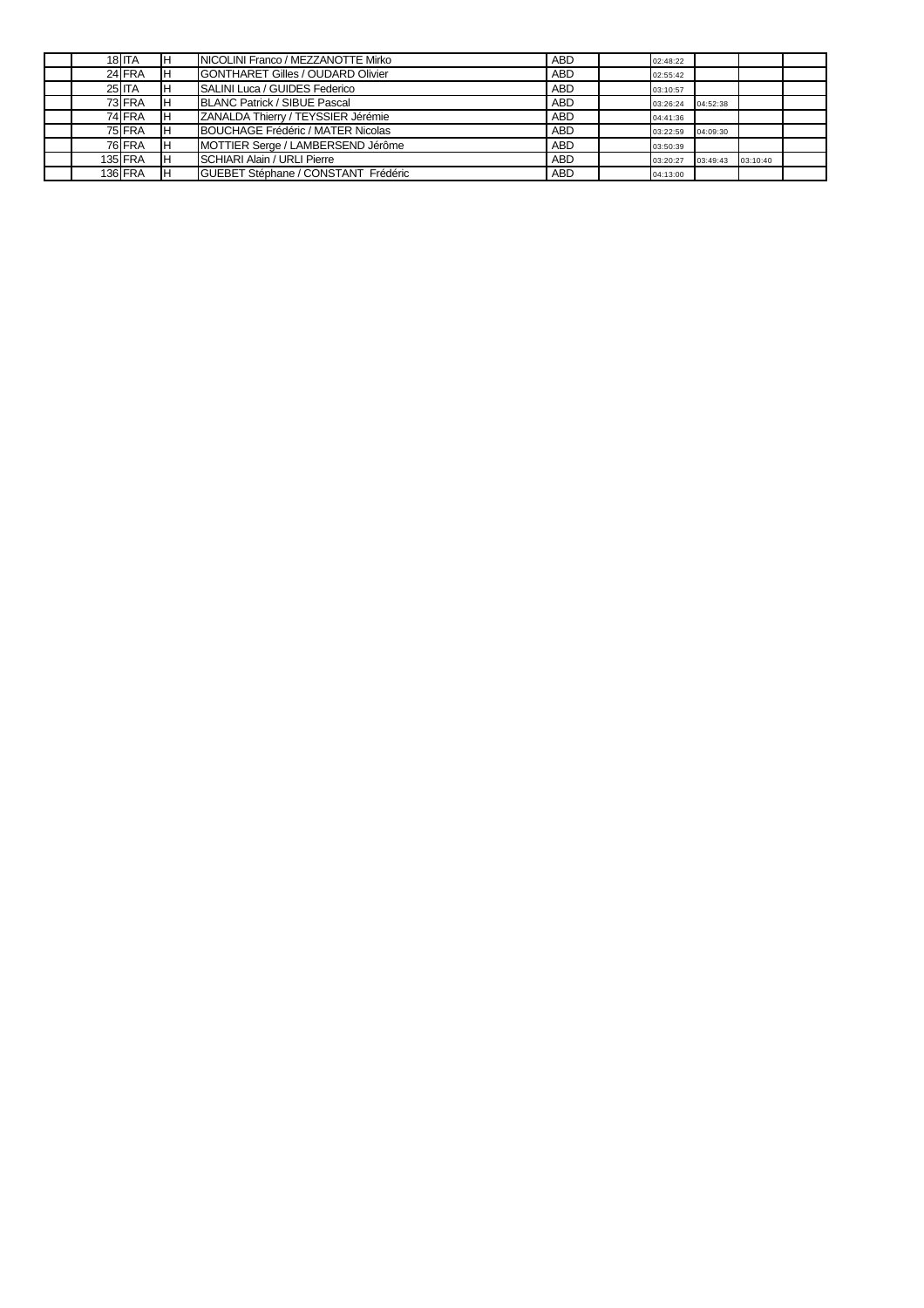| | | | | | | | | | | |
|---|---|---|---|---|---|---|---|---|---|---|
| | 18 | ITA | H | NICOLINI Franco / MEZZANOTTE Mirko | ABD | | 02:48:22 | | | |
| | 24 | FRA | H | GONTHARET Gilles / OUDARD Olivier | ABD | | 02:55:42 | | | |
| | 25 | ITA | H | SALINI Luca / GUIDES Federico | ABD | | 03:10:57 | | | |
| | 73 | FRA | H | BLANC Patrick / SIBUE Pascal | ABD | | 03:26:24 | 04:52:38 | | |
| | 74 | FRA | H | ZANALDA Thierry / TEYSSIER Jérémie | ABD | | 04:41:36 | | | |
| | 75 | FRA | H | BOUCHAGE Frédéric / MATER Nicolas | ABD | | 03:22:59 | 04:09:30 | | |
| | 76 | FRA | H | MOTTIER Serge / LAMBERSEND Jérôme | ABD | | 03:50:39 | | | |
| | 135 | FRA | H | SCHIARI Alain / URLI Pierre | ABD | | 03:20:27 | 03:49:43 | 03:10:40 | |
| | 136 | FRA | H | GUEBET Stéphane / CONSTANT Frédéric | ABD | | 04:13:00 | | | |